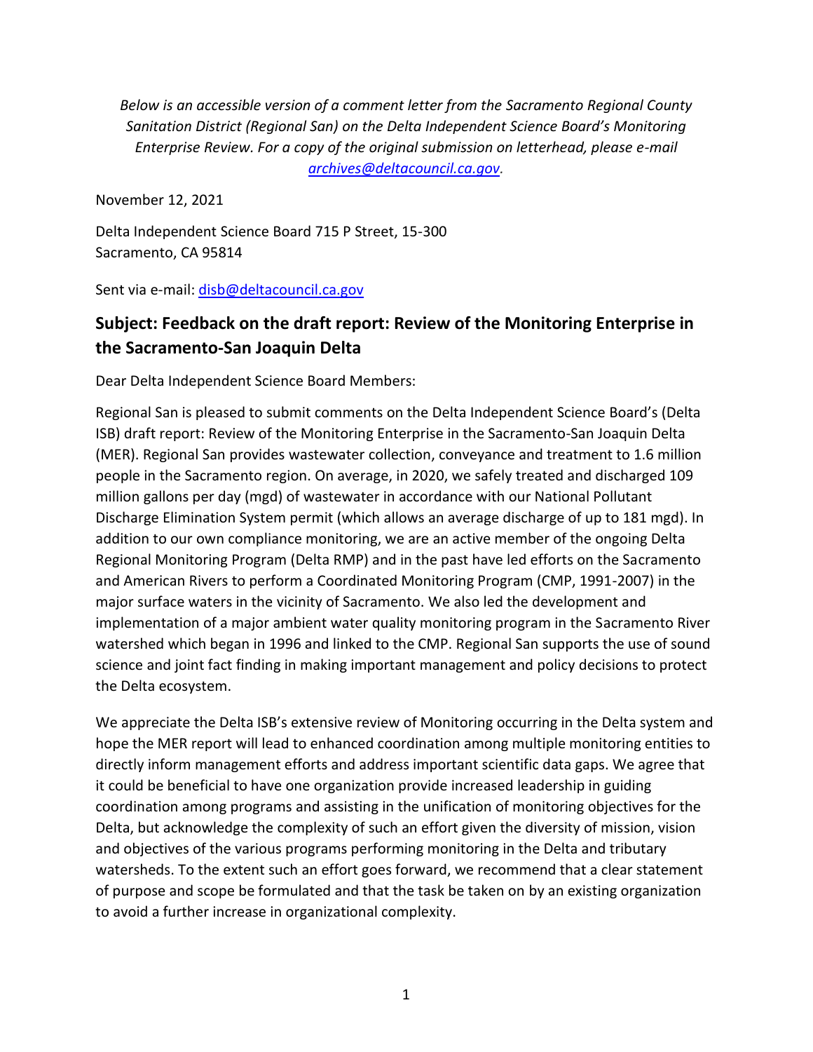*Below is an accessible version of a comment letter from the Sacramento Regional County Sanitation District (Regional San) on the Delta Independent Science Board's Monitoring Enterprise Review. For a copy of the original submission on letterhead, please e-mail [archives@deltacouncil.ca.gov](mailto:archives@deltacouncil.ca.gov).*

November 12, 2021

Delta Independent Science Board 715 P Street, 15-300
Sacramento, CA 95814

Sent via e-mail: [disb@deltacouncil.ca.gov](mailto:disb@deltacouncil.ca.gov)

## Subject: Feedback on the draft report: Review of the Monitoring Enterprise in the Sacramento-San Joaquin Delta

Dear Delta Independent Science Board Members:

Regional San is pleased to submit comments on the Delta Independent Science Board's (Delta ISB) draft report: Review of the Monitoring Enterprise in the Sacramento-San Joaquin Delta (MER). Regional San provides wastewater collection, conveyance and treatment to 1.6 million people in the Sacramento region. On average, in 2020, we safely treated and discharged 109 million gallons per day (mgd) of wastewater in accordance with our National Pollutant Discharge Elimination System permit (which allows an average discharge of up to 181 mgd). In addition to our own compliance monitoring, we are an active member of the ongoing Delta Regional Monitoring Program (Delta RMP) and in the past have led efforts on the Sacramento and American Rivers to perform a Coordinated Monitoring Program (CMP, 1991-2007) in the major surface waters in the vicinity of Sacramento. We also led the development and implementation of a major ambient water quality monitoring program in the Sacramento River watershed which began in 1996 and linked to the CMP. Regional San supports the use of sound science and joint fact finding in making important management and policy decisions to protect the Delta ecosystem.

We appreciate the Delta ISB's extensive review of Monitoring occurring in the Delta system and hope the MER report will lead to enhanced coordination among multiple monitoring entities to directly inform management efforts and address important scientific data gaps. We agree that it could be beneficial to have one organization provide increased leadership in guiding coordination among programs and assisting in the unification of monitoring objectives for the Delta, but acknowledge the complexity of such an effort given the diversity of mission, vision and objectives of the various programs performing monitoring in the Delta and tributary watersheds. To the extent such an effort goes forward, we recommend that a clear statement of purpose and scope be formulated and that the task be taken on by an existing organization to avoid a further increase in organizational complexity.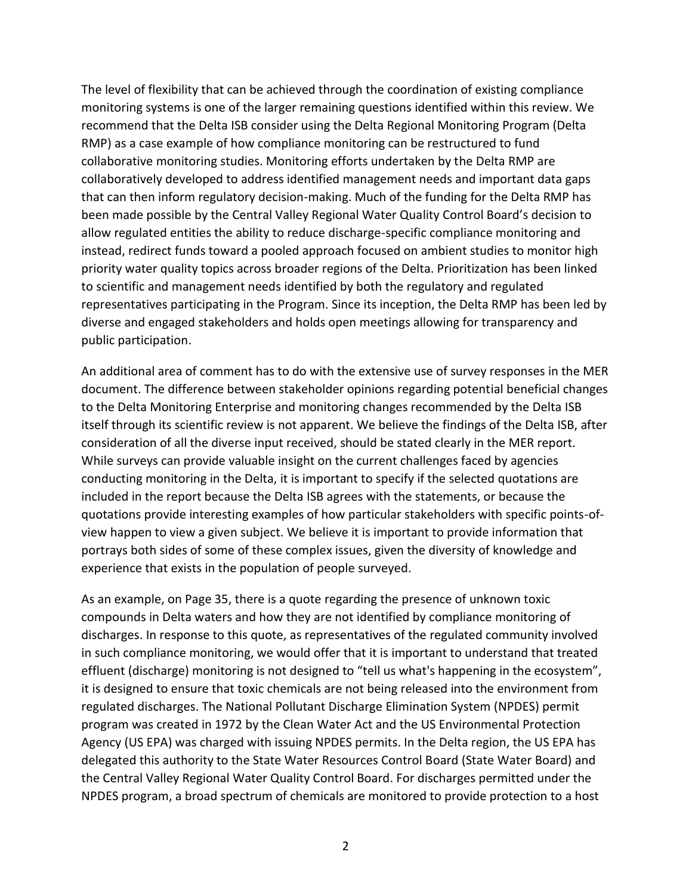The level of flexibility that can be achieved through the coordination of existing compliance monitoring systems is one of the larger remaining questions identified within this review. We recommend that the Delta ISB consider using the Delta Regional Monitoring Program (Delta RMP) as a case example of how compliance monitoring can be restructured to fund collaborative monitoring studies. Monitoring efforts undertaken by the Delta RMP are collaboratively developed to address identified management needs and important data gaps that can then inform regulatory decision-making. Much of the funding for the Delta RMP has been made possible by the Central Valley Regional Water Quality Control Board's decision to allow regulated entities the ability to reduce discharge-specific compliance monitoring and instead, redirect funds toward a pooled approach focused on ambient studies to monitor high priority water quality topics across broader regions of the Delta. Prioritization has been linked to scientific and management needs identified by both the regulatory and regulated representatives participating in the Program. Since its inception, the Delta RMP has been led by diverse and engaged stakeholders and holds open meetings allowing for transparency and public participation.

An additional area of comment has to do with the extensive use of survey responses in the MER document. The difference between stakeholder opinions regarding potential beneficial changes to the Delta Monitoring Enterprise and monitoring changes recommended by the Delta ISB itself through its scientific review is not apparent. We believe the findings of the Delta ISB, after consideration of all the diverse input received, should be stated clearly in the MER report. While surveys can provide valuable insight on the current challenges faced by agencies conducting monitoring in the Delta, it is important to specify if the selected quotations are included in the report because the Delta ISB agrees with the statements, or because the quotations provide interesting examples of how particular stakeholders with specific points-of-view happen to view a given subject. We believe it is important to provide information that portrays both sides of some of these complex issues, given the diversity of knowledge and experience that exists in the population of people surveyed.

As an example, on Page 35, there is a quote regarding the presence of unknown toxic compounds in Delta waters and how they are not identified by compliance monitoring of discharges. In response to this quote, as representatives of the regulated community involved in such compliance monitoring, we would offer that it is important to understand that treated effluent (discharge) monitoring is not designed to "tell us what's happening in the ecosystem", it is designed to ensure that toxic chemicals are not being released into the environment from regulated discharges. The National Pollutant Discharge Elimination System (NPDES) permit program was created in 1972 by the Clean Water Act and the US Environmental Protection Agency (US EPA) was charged with issuing NPDES permits. In the Delta region, the US EPA has delegated this authority to the State Water Resources Control Board (State Water Board) and the Central Valley Regional Water Quality Control Board. For discharges permitted under the NPDES program, a broad spectrum of chemicals are monitored to provide protection to a host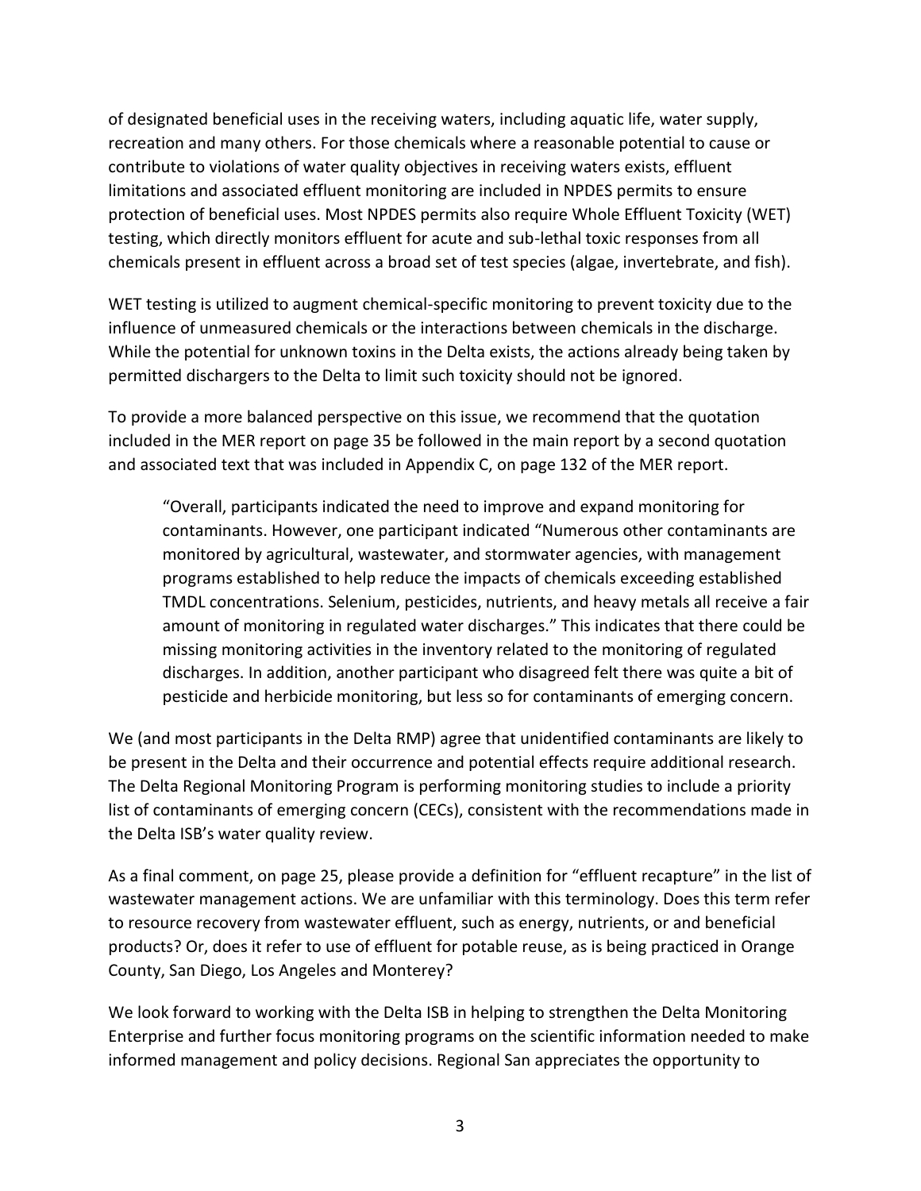of designated beneficial uses in the receiving waters, including aquatic life, water supply, recreation and many others. For those chemicals where a reasonable potential to cause or contribute to violations of water quality objectives in receiving waters exists, effluent limitations and associated effluent monitoring are included in NPDES permits to ensure protection of beneficial uses. Most NPDES permits also require Whole Effluent Toxicity (WET) testing, which directly monitors effluent for acute and sub-lethal toxic responses from all chemicals present in effluent across a broad set of test species (algae, invertebrate, and fish).

WET testing is utilized to augment chemical-specific monitoring to prevent toxicity due to the influence of unmeasured chemicals or the interactions between chemicals in the discharge. While the potential for unknown toxins in the Delta exists, the actions already being taken by permitted dischargers to the Delta to limit such toxicity should not be ignored.

To provide a more balanced perspective on this issue, we recommend that the quotation included in the MER report on page 35 be followed in the main report by a second quotation and associated text that was included in Appendix C, on page 132 of the MER report.

> "Overall, participants indicated the need to improve and expand monitoring for contaminants. However, one participant indicated "Numerous other contaminants are monitored by agricultural, wastewater, and stormwater agencies, with management programs established to help reduce the impacts of chemicals exceeding established TMDL concentrations. Selenium, pesticides, nutrients, and heavy metals all receive a fair amount of monitoring in regulated water discharges." This indicates that there could be missing monitoring activities in the inventory related to the monitoring of regulated discharges. In addition, another participant who disagreed felt there was quite a bit of pesticide and herbicide monitoring, but less so for contaminants of emerging concern.

We (and most participants in the Delta RMP) agree that unidentified contaminants are likely to be present in the Delta and their occurrence and potential effects require additional research. The Delta Regional Monitoring Program is performing monitoring studies to include a priority list of contaminants of emerging concern (CECs), consistent with the recommendations made in the Delta ISB's water quality review.

As a final comment, on page 25, please provide a definition for "effluent recapture" in the list of wastewater management actions. We are unfamiliar with this terminology. Does this term refer to resource recovery from wastewater effluent, such as energy, nutrients, or and beneficial products? Or, does it refer to use of effluent for potable reuse, as is being practiced in Orange County, San Diego, Los Angeles and Monterey?

We look forward to working with the Delta ISB in helping to strengthen the Delta Monitoring Enterprise and further focus monitoring programs on the scientific information needed to make informed management and policy decisions. Regional San appreciates the opportunity to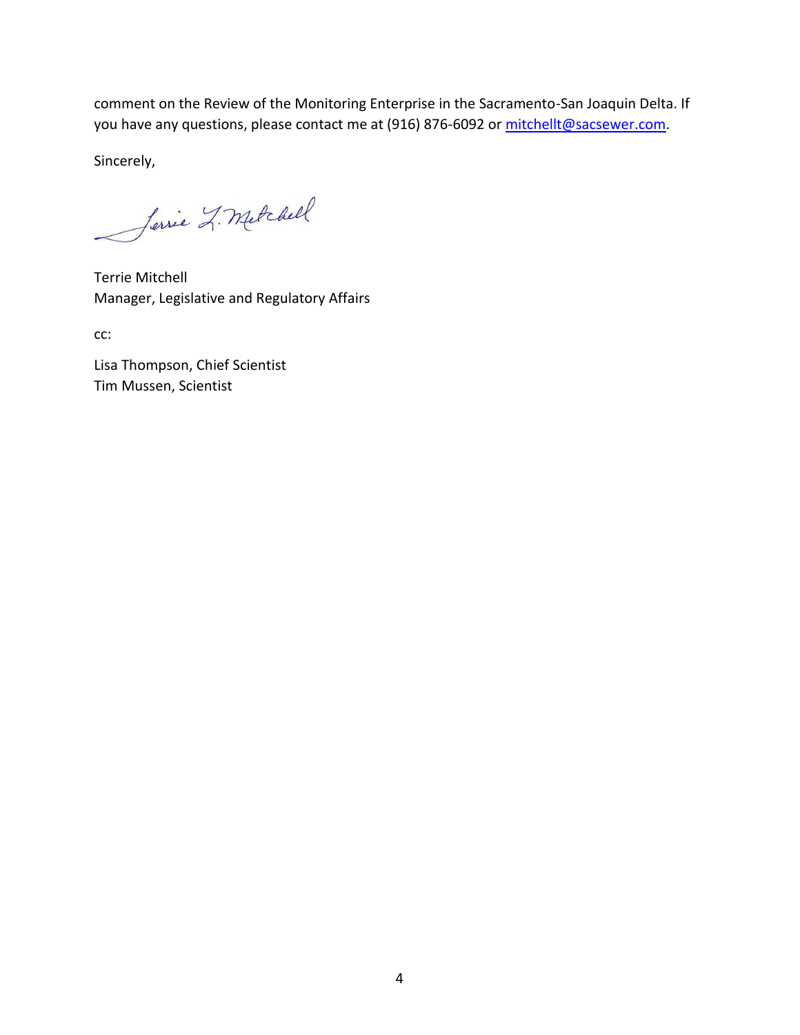comment on the Review of the Monitoring Enterprise in the Sacramento-San Joaquin Delta. If you have any questions, please contact me at (916) 876-6092 or mitchellt@sacsewer.com.

Sincerely,

Terrie Mitchell
Manager, Legislative and Regulatory Affairs

cc:

Lisa Thompson, Chief Scientist
Tim Mussen, Scientist